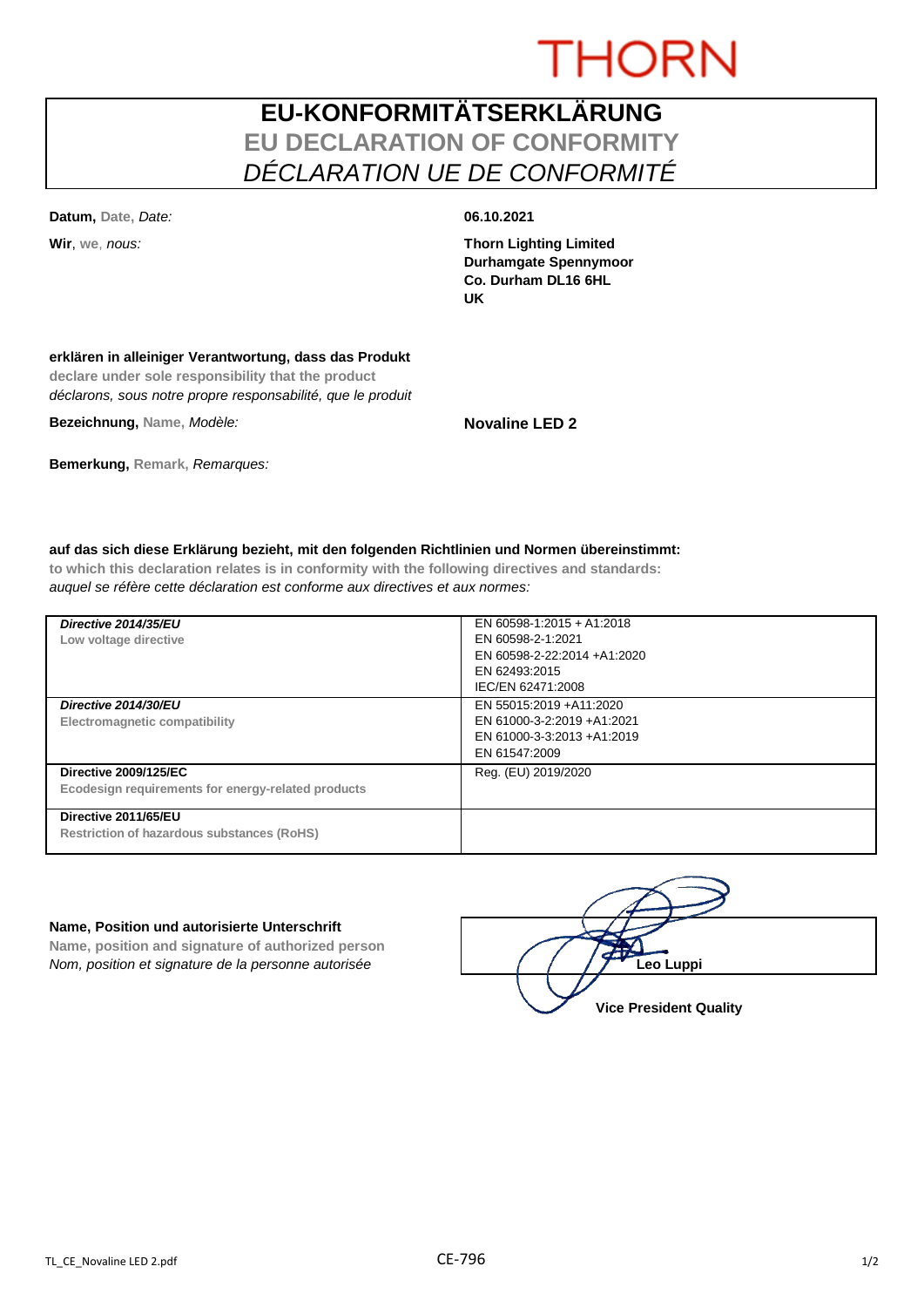THORN

# EU-KONFORMITÄTSERKLÄRUNG
## EU DECLARATION OF CONFORMITY
## *DÉCLARATION UE DE CONFORMITÉ*

**Datum,** Date, *Date:* **06.10.2021**

**Wir**, we, *nous:*

**Thorn Lighting Limited**
**Durhamgate Spennymoor**
**Co. Durham DL16 6HL**
**UK**

**erklären in alleiniger Verantwortung, dass das Produkt**
declare under sole responsibility that the product
*déclarons, sous notre propre responsabilité, que le produit*

**Bezeichnung,** Name, *Modèle:* **Novaline LED 2**

**Bemerkung,** Remark, *Remarques:*

**auf das sich diese Erklärung bezieht, mit den folgenden Richtlinien und Normen übereinstimmt:**
to which this declaration relates is in conformity with the following directives and standards:
*auquel se réfère cette déclaration est conforme aux directives et aux normes:*

| | |
|---|---|
| ***Directive 2014/35/EU***<br>Low voltage directive | EN 60598-1:2015 + A1:2018<br>EN 60598-2-1:2021<br>EN 60598-2-22:2014 +A1:2020<br>EN 62493:2015<br>IEC/EN 62471:2008 |
| ***Directive 2014/30/EU***<br>Electromagnetic compatibility | EN 55015:2019 +A11:2020<br>EN 61000-3-2:2019 +A1:2021<br>EN 61000-3-3:2013 +A1:2019<br>EN 61547:2009 |
| **Directive 2009/125/EC**<br>Ecodesign requirements for energy-related products | Reg. (EU) 2019/2020 |
| **Directive 2011/65/EU**<br>Restriction of hazardous substances (RoHS) | |

**Name, Position und autorisierte Unterschrift**
Name, position and signature of authorized person
*Nom, position et signature de la personne autorisée*

**Leo Luppi**
**Vice President Quality**

TL_CE_Novaline LED 2.pdf

CE-796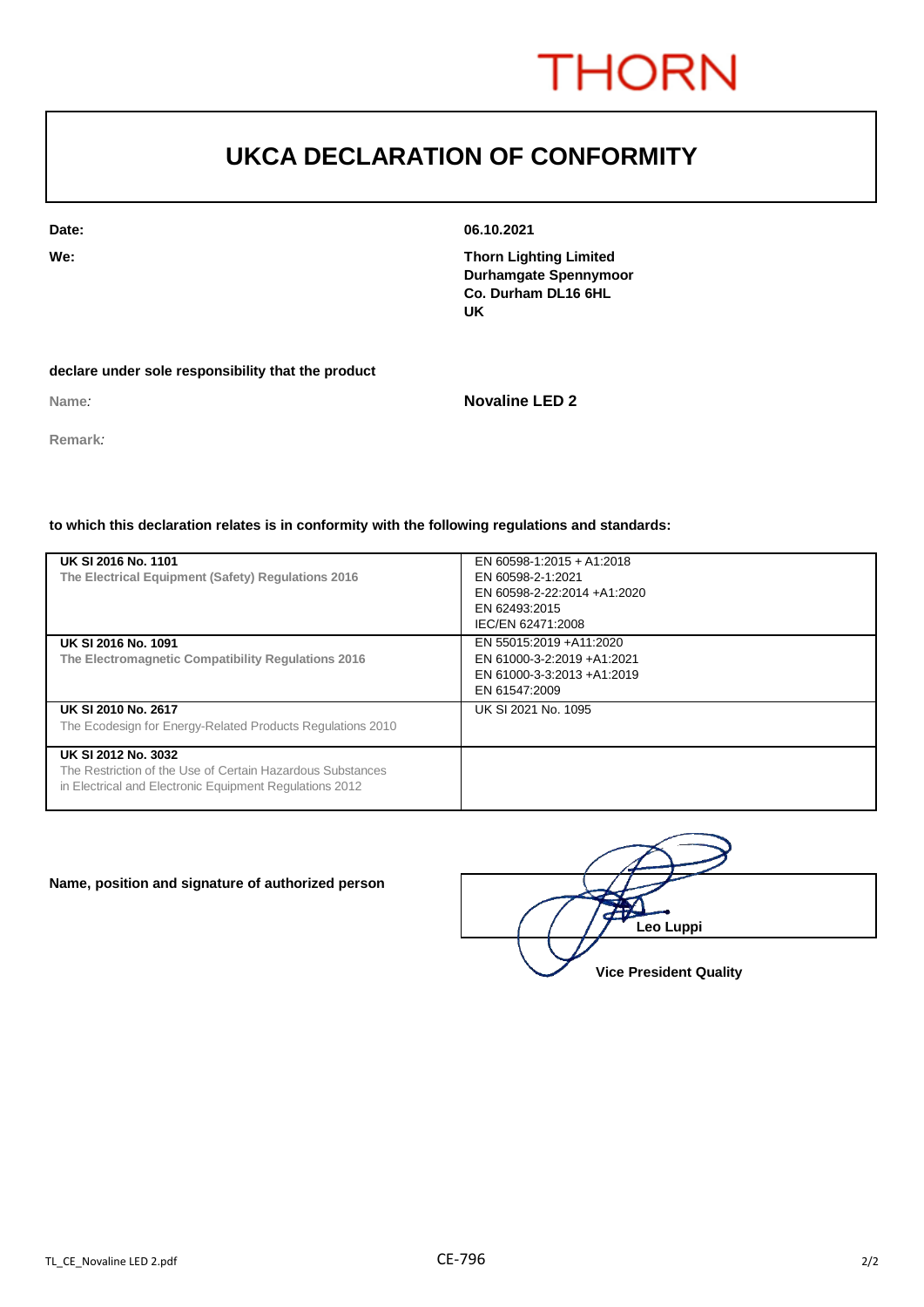THORN

# UKCA DECLARATION OF CONFORMITY

**Date:** **06.10.2021**

**We:** **Thorn Lighting Limited**
**Durhamgate Spennymoor**
**Co. Durham DL16 6HL**
**UK**

**declare under sole responsibility that the product**

Name: **Novaline LED 2**

Remark:

**to which this declaration relates is in conformity with the following regulations and standards:**

| | |
|---|---|
| **UK SI 2016 No. 1101**<br>**The Electrical Equipment (Safety) Regulations 2016** | EN 60598-1:2015 + A1:2018<br>EN 60598-2-1:2021<br>EN 60598-2-22:2014 +A1:2020<br>EN 62493:2015<br>IEC/EN 62471:2008 |
| **UK SI 2016 No. 1091**<br>**The Electromagnetic Compatibility Regulations 2016** | EN 55015:2019 +A11:2020<br>EN 61000-3-2:2019 +A1:2021<br>EN 61000-3-3:2013 +A1:2019<br>EN 61547:2009 |
| **UK SI 2010 No. 2617**<br>The Ecodesign for Energy-Related Products Regulations 2010 | UK SI 2021 No. 1095 |
| **UK SI 2012 No. 3032**<br>The Restriction of the Use of Certain Hazardous Substances in Electrical and Electronic Equipment Regulations 2012 | |

**Name, position and signature of authorized person**

**Leo Luppi**

**Vice President Quality**

TL_CE_Novaline LED 2.pdf

CE-796